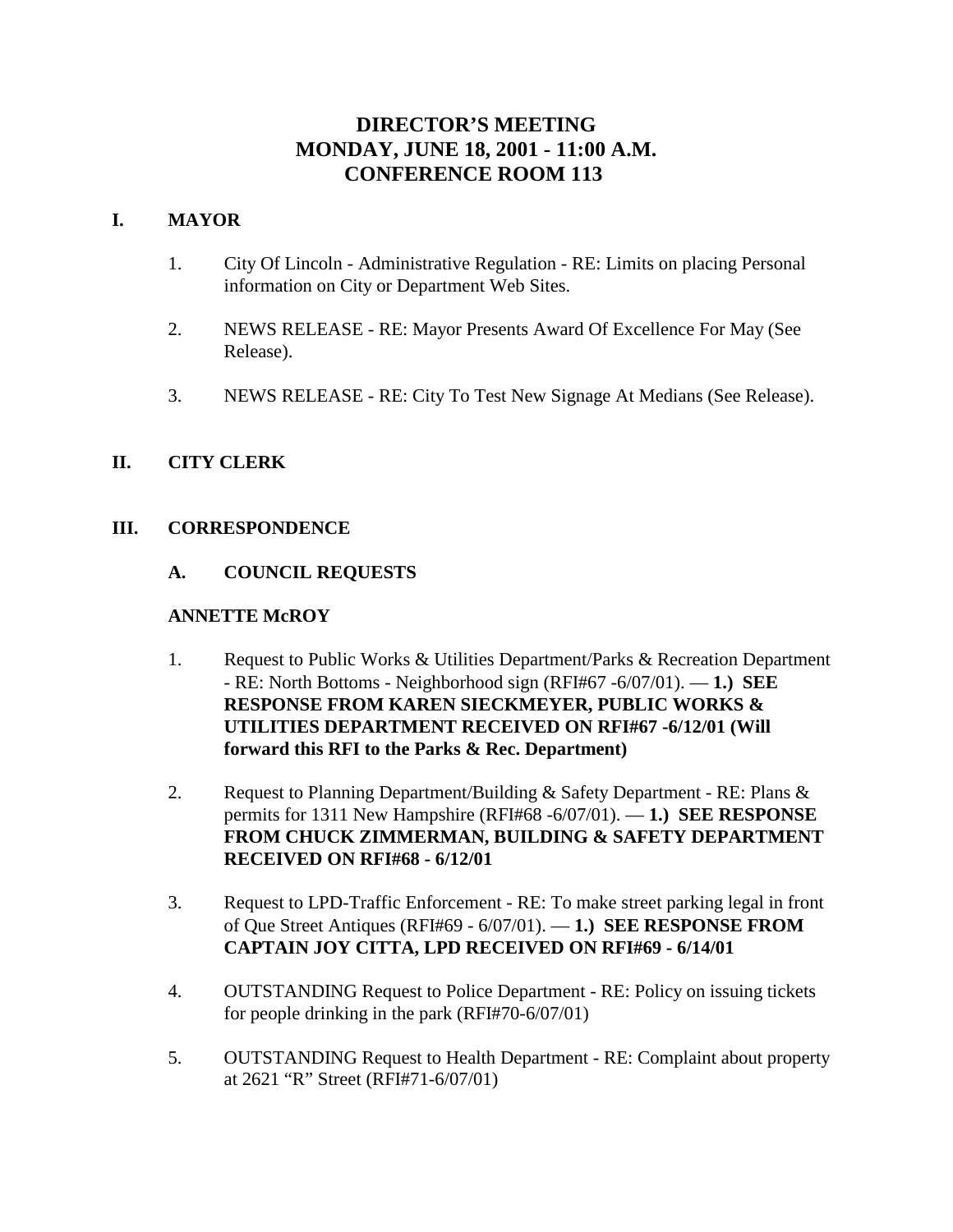# DIRECTOR'S MEETING
# MONDAY, JUNE 18, 2001 - 11:00 A.M.
# CONFERENCE ROOM 113

## I. MAYOR

1. City Of Lincoln - Administrative Regulation - RE: Limits on placing Personal information on City or Department Web Sites.

2. NEWS RELEASE - RE: Mayor Presents Award Of Excellence For May (See Release).

3. NEWS RELEASE - RE: City To Test New Signage At Medians (See Release).

## II. CITY CLERK

## III. CORRESPONDENCE

### A. COUNCIL REQUESTS

**ANNETTE McROY**

1. Request to Public Works & Utilities Department/Parks & Recreation Department - RE: North Bottoms - Neighborhood sign (RFI#67 -6/07/01). — **1.) SEE RESPONSE FROM KAREN SIECKMEYER, PUBLIC WORKS & UTILITIES DEPARTMENT RECEIVED ON RFI#67 -6/12/01 (Will forward this RFI to the Parks & Rec. Department)**

2. Request to Planning Department/Building & Safety Department - RE: Plans & permits for 1311 New Hampshire (RFI#68 -6/07/01). — **1.) SEE RESPONSE FROM CHUCK ZIMMERMAN, BUILDING & SAFETY DEPARTMENT RECEIVED ON RFI#68 - 6/12/01**

3. Request to LPD-Traffic Enforcement - RE: To make street parking legal in front of Que Street Antiques (RFI#69 - 6/07/01). — **1.) SEE RESPONSE FROM CAPTAIN JOY CITTA, LPD RECEIVED ON RFI#69 - 6/14/01**

4. OUTSTANDING Request to Police Department - RE: Policy on issuing tickets for people drinking in the park (RFI#70-6/07/01)

5. OUTSTANDING Request to Health Department - RE: Complaint about property at 2621 "R" Street (RFI#71-6/07/01)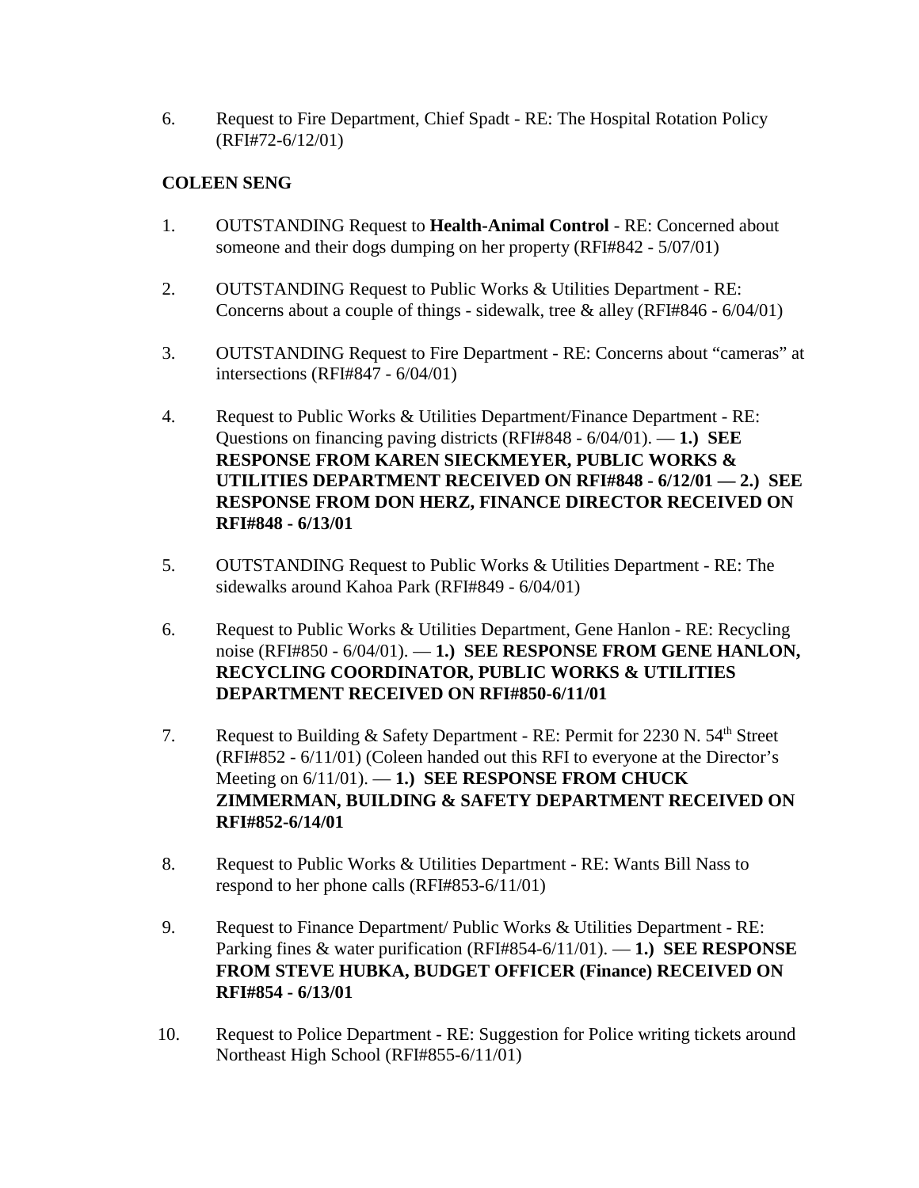6. Request to Fire Department, Chief Spadt - RE: The Hospital Rotation Policy (RFI#72-6/12/01)

**COLEEN SENG**

1. OUTSTANDING Request to **Health-Animal Control** - RE: Concerned about someone and their dogs dumping on her property (RFI#842 - 5/07/01)

2. OUTSTANDING Request to Public Works & Utilities Department - RE: Concerns about a couple of things - sidewalk, tree & alley (RFI#846 - 6/04/01)

3. OUTSTANDING Request to Fire Department - RE: Concerns about “cameras” at intersections (RFI#847 - 6/04/01)

4. Request to Public Works & Utilities Department/Finance Department - RE: Questions on financing paving districts (RFI#848 - 6/04/01). — **1.) SEE RESPONSE FROM KAREN SIECKMEYER, PUBLIC WORKS & UTILITIES DEPARTMENT RECEIVED ON RFI#848 - 6/12/01 — 2.) SEE RESPONSE FROM DON HERZ, FINANCE DIRECTOR RECEIVED ON RFI#848 - 6/13/01**

5. OUTSTANDING Request to Public Works & Utilities Department - RE: The sidewalks around Kahoa Park (RFI#849 - 6/04/01)

6. Request to Public Works & Utilities Department, Gene Hanlon - RE: Recycling noise (RFI#850 - 6/04/01). — **1.) SEE RESPONSE FROM GENE HANLON, RECYCLING COORDINATOR, PUBLIC WORKS & UTILITIES DEPARTMENT RECEIVED ON RFI#850-6/11/01**

7. Request to Building & Safety Department - RE: Permit for 2230 N. 54th Street (RFI#852 - 6/11/01) (Coleen handed out this RFI to everyone at the Director’s Meeting on 6/11/01). — **1.) SEE RESPONSE FROM CHUCK ZIMMERMAN, BUILDING & SAFETY DEPARTMENT RECEIVED ON RFI#852-6/14/01**

8. Request to Public Works & Utilities Department - RE: Wants Bill Nass to respond to her phone calls (RFI#853-6/11/01)

9. Request to Finance Department/ Public Works & Utilities Department - RE: Parking fines & water purification (RFI#854-6/11/01). — **1.) SEE RESPONSE FROM STEVE HUBKA, BUDGET OFFICER (Finance) RECEIVED ON RFI#854 - 6/13/01**

10. Request to Police Department - RE: Suggestion for Police writing tickets around Northeast High School (RFI#855-6/11/01)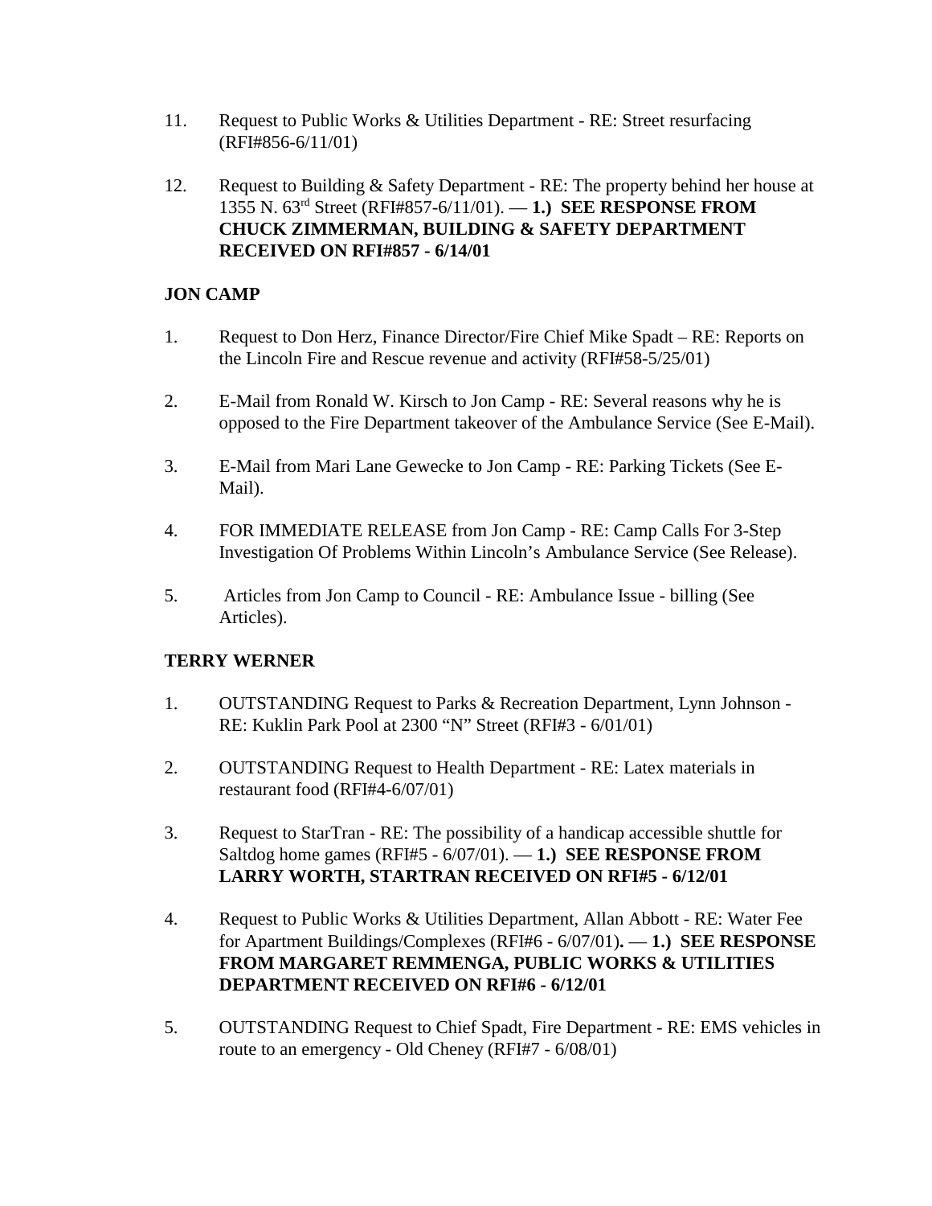11. Request to Public Works & Utilities Department - RE: Street resurfacing (RFI#856-6/11/01)

12. Request to Building & Safety Department - RE: The property behind her house at 1355 N. 63rd Street (RFI#857-6/11/01). — **1.) SEE RESPONSE FROM CHUCK ZIMMERMAN, BUILDING & SAFETY DEPARTMENT RECEIVED ON RFI#857 - 6/14/01**

**JON CAMP**

1. Request to Don Herz, Finance Director/Fire Chief Mike Spadt – RE: Reports on the Lincoln Fire and Rescue revenue and activity (RFI#58-5/25/01)

2. E-Mail from Ronald W. Kirsch to Jon Camp - RE: Several reasons why he is opposed to the Fire Department takeover of the Ambulance Service (See E-Mail).

3. E-Mail from Mari Lane Gewecke to Jon Camp - RE: Parking Tickets (See E-Mail).

4. FOR IMMEDIATE RELEASE from Jon Camp - RE: Camp Calls For 3-Step Investigation Of Problems Within Lincoln's Ambulance Service (See Release).

5. Articles from Jon Camp to Council - RE: Ambulance Issue - billing (See Articles).

**TERRY WERNER**

1. OUTSTANDING Request to Parks & Recreation Department, Lynn Johnson - RE: Kuklin Park Pool at 2300 "N" Street (RFI#3 - 6/01/01)

2. OUTSTANDING Request to Health Department - RE: Latex materials in restaurant food (RFI#4-6/07/01)

3. Request to StarTran - RE: The possibility of a handicap accessible shuttle for Saltdog home games (RFI#5 - 6/07/01). — **1.) SEE RESPONSE FROM LARRY WORTH, STARTRAN RECEIVED ON RFI#5 - 6/12/01**

4. Request to Public Works & Utilities Department, Allan Abbott - RE: Water Fee for Apartment Buildings/Complexes (RFI#6 - 6/07/01). — **1.) SEE RESPONSE FROM MARGARET REMMENGA, PUBLIC WORKS & UTILITIES DEPARTMENT RECEIVED ON RFI#6 - 6/12/01**

5. OUTSTANDING Request to Chief Spadt, Fire Department - RE: EMS vehicles in route to an emergency - Old Cheney (RFI#7 - 6/08/01)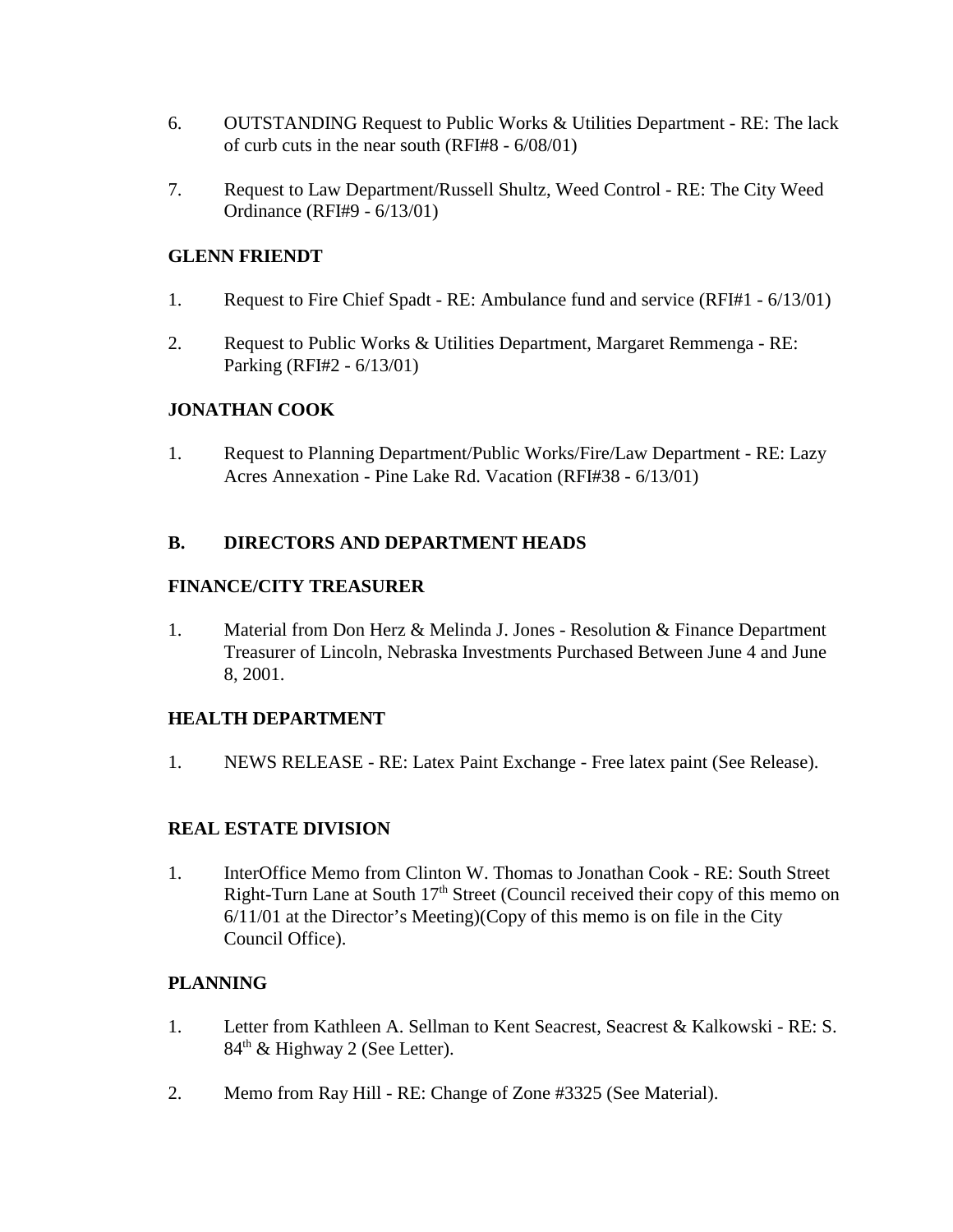6. OUTSTANDING Request to Public Works & Utilities Department - RE: The lack of curb cuts in the near south (RFI#8 - 6/08/01)

7. Request to Law Department/Russell Shultz, Weed Control - RE: The City Weed Ordinance (RFI#9 - 6/13/01)

**GLENN FRIENDT**

1. Request to Fire Chief Spadt - RE: Ambulance fund and service (RFI#1 - 6/13/01)

2. Request to Public Works & Utilities Department, Margaret Remmenga - RE: Parking (RFI#2 - 6/13/01)

**JONATHAN COOK**

1. Request to Planning Department/Public Works/Fire/Law Department - RE: Lazy Acres Annexation - Pine Lake Rd. Vacation (RFI#38 - 6/13/01)

## B. DIRECTORS AND DEPARTMENT HEADS

**FINANCE/CITY TREASURER**

1. Material from Don Herz & Melinda J. Jones - Resolution & Finance Department Treasurer of Lincoln, Nebraska Investments Purchased Between June 4 and June 8, 2001.

**HEALTH DEPARTMENT**

1. NEWS RELEASE - RE: Latex Paint Exchange - Free latex paint (See Release).

**REAL ESTATE DIVISION**

1. InterOffice Memo from Clinton W. Thomas to Jonathan Cook - RE: South Street Right-Turn Lane at South 17th Street (Council received their copy of this memo on 6/11/01 at the Director's Meeting)(Copy of this memo is on file in the City Council Office).

**PLANNING**

1. Letter from Kathleen A. Sellman to Kent Seacrest, Seacrest & Kalkowski - RE: S. 84th & Highway 2 (See Letter).

2. Memo from Ray Hill - RE: Change of Zone #3325 (See Material).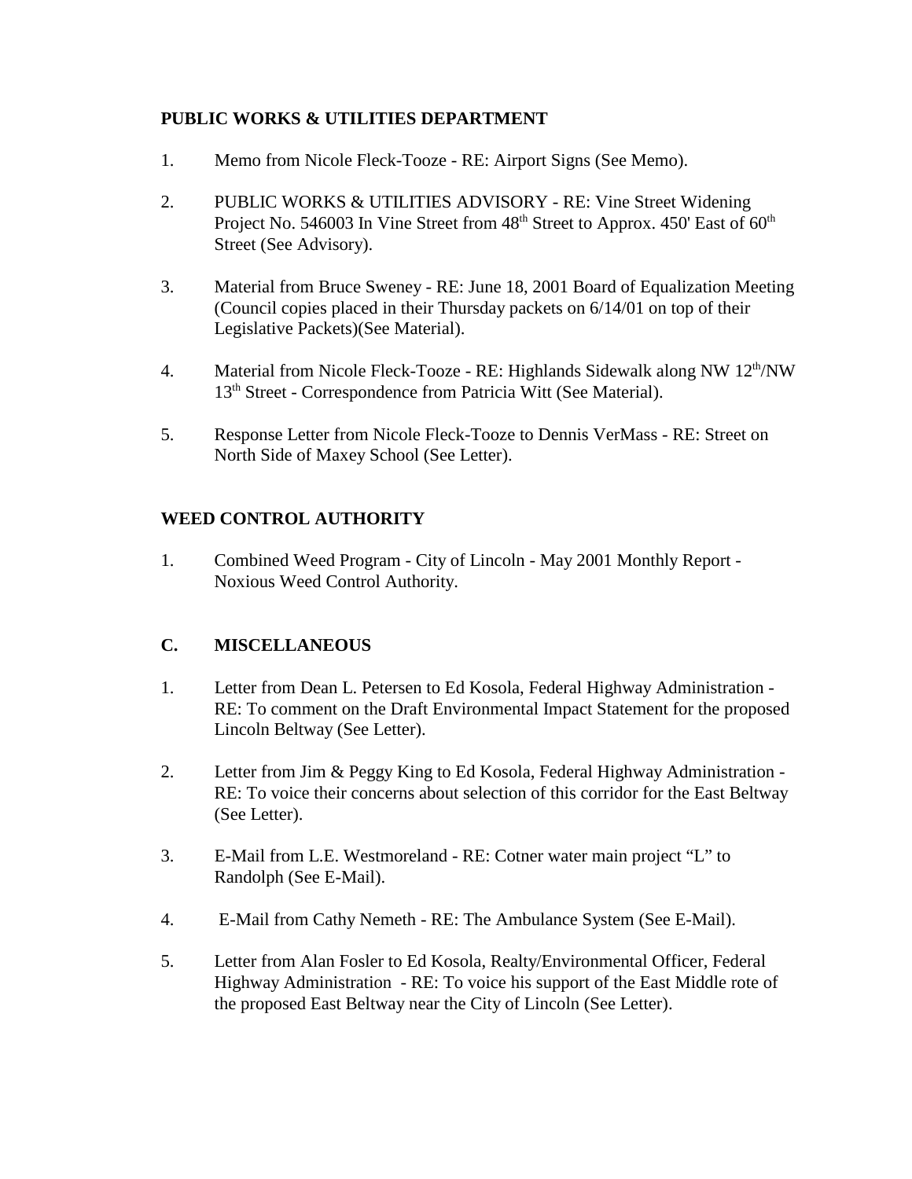**PUBLIC WORKS & UTILITIES DEPARTMENT**

1. Memo from Nicole Fleck-Tooze - RE: Airport Signs (See Memo).

2. PUBLIC WORKS & UTILITIES ADVISORY - RE: Vine Street Widening Project No. 546003 In Vine Street from 48th Street to Approx. 450' East of 60th Street (See Advisory).

3. Material from Bruce Sweney - RE: June 18, 2001 Board of Equalization Meeting (Council copies placed in their Thursday packets on 6/14/01 on top of their Legislative Packets)(See Material).

4. Material from Nicole Fleck-Tooze - RE: Highlands Sidewalk along NW 12th/NW 13th Street - Correspondence from Patricia Witt (See Material).

5. Response Letter from Nicole Fleck-Tooze to Dennis VerMass - RE: Street on North Side of Maxey School (See Letter).

**WEED CONTROL AUTHORITY**

1. Combined Weed Program - City of Lincoln - May 2001 Monthly Report - Noxious Weed Control Authority.

**C. MISCELLANEOUS**

1. Letter from Dean L. Petersen to Ed Kosola, Federal Highway Administration - RE: To comment on the Draft Environmental Impact Statement for the proposed Lincoln Beltway (See Letter).

2. Letter from Jim & Peggy King to Ed Kosola, Federal Highway Administration - RE: To voice their concerns about selection of this corridor for the East Beltway (See Letter).

3. E-Mail from L.E. Westmoreland - RE: Cotner water main project "L" to Randolph (See E-Mail).

4. E-Mail from Cathy Nemeth - RE: The Ambulance System (See E-Mail).

5. Letter from Alan Fosler to Ed Kosola, Realty/Environmental Officer, Federal Highway Administration - RE: To voice his support of the East Middle rote of the proposed East Beltway near the City of Lincoln (See Letter).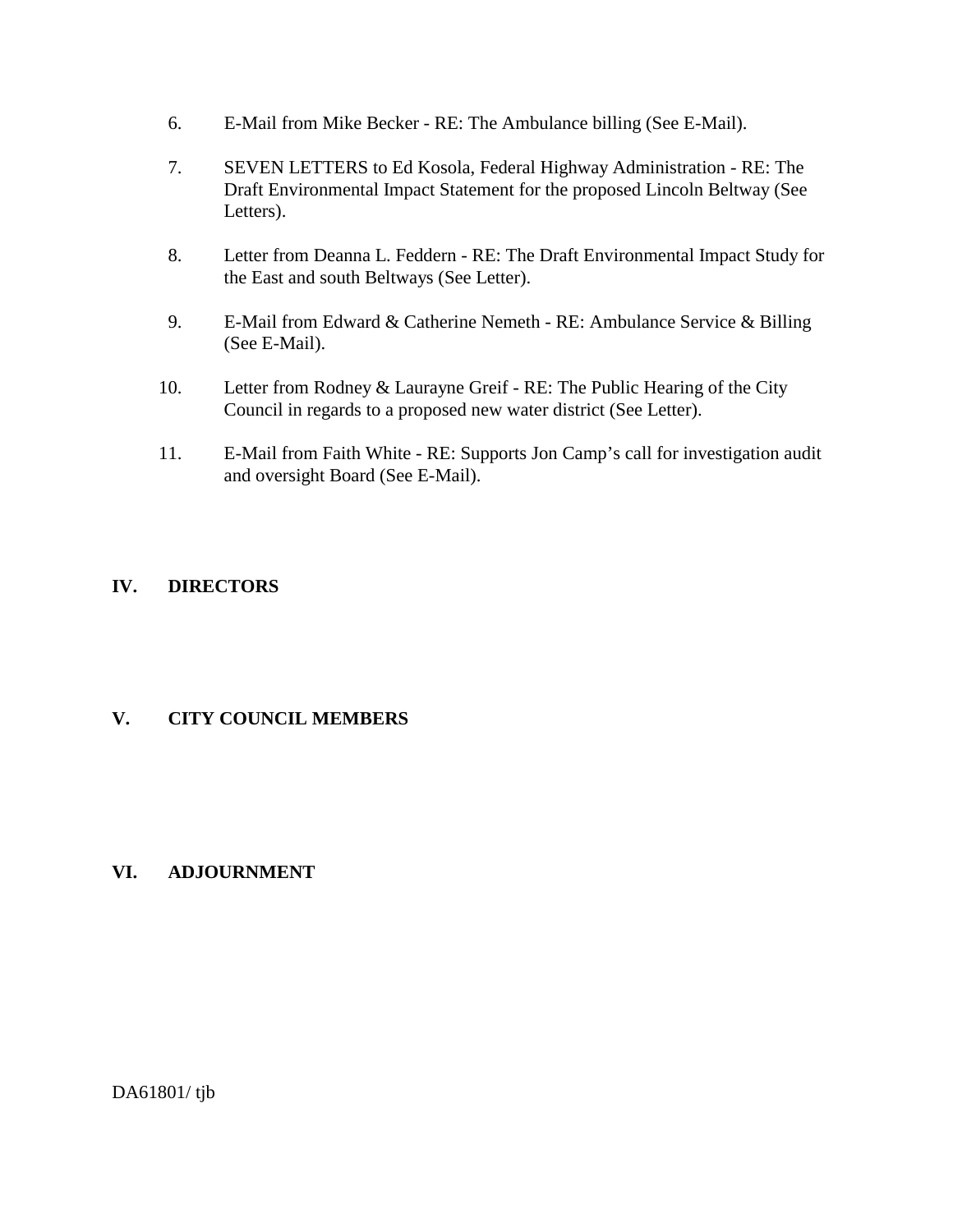6. E-Mail from Mike Becker - RE: The Ambulance billing (See E-Mail).

7. SEVEN LETTERS to Ed Kosola, Federal Highway Administration - RE: The Draft Environmental Impact Statement for the proposed Lincoln Beltway (See Letters).

8. Letter from Deanna L. Feddern - RE: The Draft Environmental Impact Study for the East and south Beltways (See Letter).

9. E-Mail from Edward & Catherine Nemeth - RE: Ambulance Service & Billing (See E-Mail).

10. Letter from Rodney & Laurayne Greif - RE: The Public Hearing of the City Council in regards to a proposed new water district (See Letter).

11. E-Mail from Faith White - RE: Supports Jon Camp's call for investigation audit and oversight Board (See E-Mail).

## IV. DIRECTORS

## V. CITY COUNCIL MEMBERS

## VI. ADJOURNMENT

DA61801/ tjb